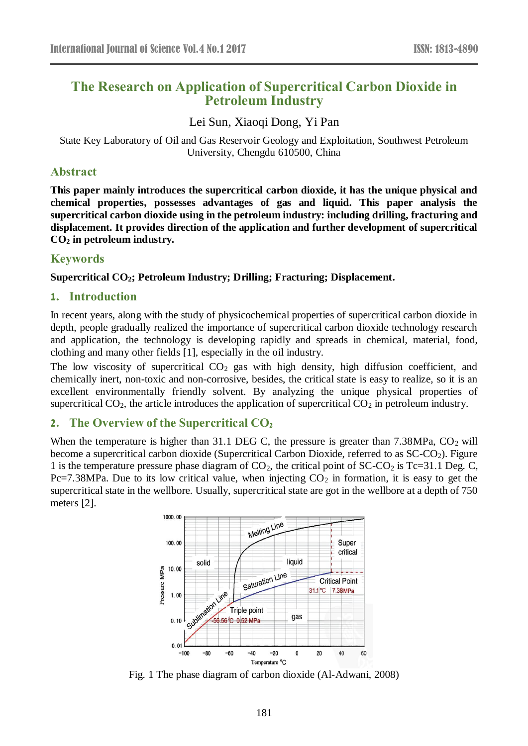# The Research on Application of Supercritical Carbon Dioxide in Petroleum Industry

Lei Sun, Xiaoqi Dong, Yi Pan

State Key Laboratory of Oil and Gas Reservoir Geology and Exploitation, Southwest Petroleum University, Chengdu 610500, China

## Abstract

**This paper mainly introduces the supercritical carbon dioxide, it has the unique physical and chemical properties, possesses advantages of gas and liquid. This paper analysis the supercritical carbon dioxide using in the petroleum industry: including drilling, fracturing and displacement. It provides direction of the application and further development of supercritical $CO_2$ in petroleum industry.**

## Keywords

**Supercritical $CO_2$; Petroleum Industry; Drilling; Fracturing; Displacement.**

## 1. Introduction

In recent years, along with the study of physicochemical properties of supercritical carbon dioxide in depth, people gradually realized the importance of supercritical carbon dioxide technology research and application, the technology is developing rapidly and spreads in chemical, material, food, clothing and many other fields [1], especially in the oil industry.

The low viscosity of supercritical $CO_2$ gas with high density, high diffusion coefficient, and chemically inert, non-toxic and non-corrosive, besides, the critical state is easy to realize, so it is an excellent environmentally friendly solvent. By analyzing the unique physical properties of supercritical $CO_2$, the article introduces the application of supercritical $CO_2$ in petroleum industry.

## 2. The Overview of the Supercritical $CO_2$

When the temperature is higher than 31.1 DEG C, the pressure is greater than 7.38MPa, $CO_2$ will become a supercritical carbon dioxide (Supercritical Carbon Dioxide, referred to as SC-$CO_2$). Figure 1 is the temperature pressure phase diagram of $CO_2$, the critical point of SC-$CO_2$ is Tc=31.1 Deg. C, Pc=7.38MPa. Due to its low critical value, when injecting $CO_2$ in formation, it is easy to get the supercritical state in the wellbore. Usually, supercritical state are got in the wellbore at a depth of 750 meters [2].

Fig. 1 The phase diagram of carbon dioxide (Al-Adwani, 2008)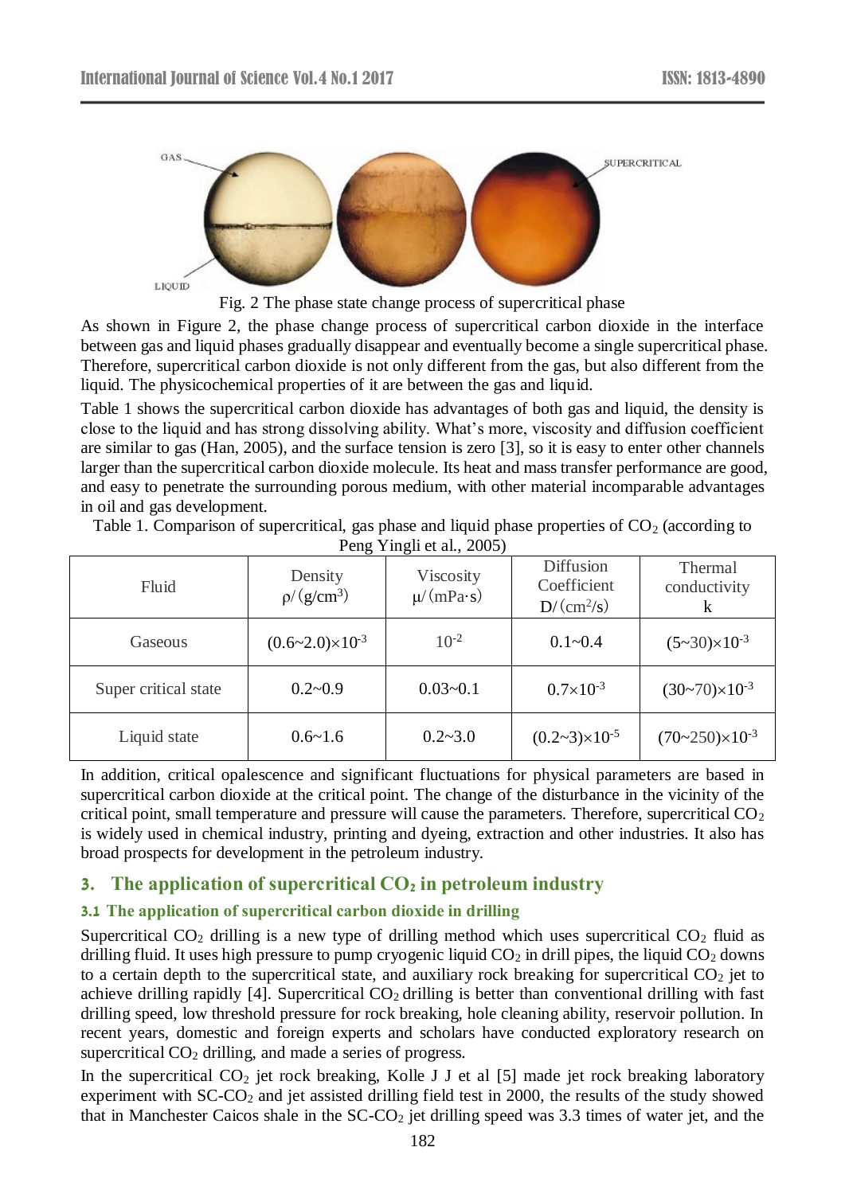Fig. 2 The phase state change process of supercritical phase

As shown in Figure 2, the phase change process of supercritical carbon dioxide in the interface between gas and liquid phases gradually disappear and eventually become a single supercritical phase. Therefore, supercritical carbon dioxide is not only different from the gas, but also different from the liquid. The physicochemical properties of it are between the gas and liquid.

Table 1 shows the supercritical carbon dioxide has advantages of both gas and liquid, the density is close to the liquid and has strong dissolving ability. What's more, viscosity and diffusion coefficient are similar to gas (Han, 2005), and the surface tension is zero [3], so it is easy to enter other channels larger than the supercritical carbon dioxide molecule. Its heat and mass transfer performance are good, and easy to penetrate the surrounding porous medium, with other material incomparable advantages in oil and gas development.

Table 1. Comparison of supercritical, gas phase and liquid phase properties of $CO_2$ (according to Peng Yingli et al., 2005)

| Fluid | Density $\rho/(g/cm^3)$ | Viscosity $\mu/(mPa{\cdot}s)$ | Diffusion Coefficient $D/(cm^2/s)$ | Thermal conductivity k |
|---|---|---|---|---|
| Gaseous | $(0.6\sim2.0)\times10^{-3}$ | $10^{-2}$ | 0.1~0.4 | $(5\sim30)\times10^{-3}$ |
| Super critical state | 0.2~0.9 | 0.03~0.1 | $0.7\times10^{-3}$ | $(30\sim70)\times10^{-3}$ |
| Liquid state | 0.6~1.6 | 0.2~3.0 | $(0.2\sim3)\times10^{-5}$ | $(70\sim250)\times10^{-3}$ |

In addition, critical opalescence and significant fluctuations for physical parameters are based in supercritical carbon dioxide at the critical point. The change of the disturbance in the vicinity of the critical point, small temperature and pressure will cause the parameters. Therefore, supercritical $CO_2$ is widely used in chemical industry, printing and dyeing, extraction and other industries. It also has broad prospects for development in the petroleum industry.

## 3. The application of supercritical $CO_2$ in petroleum industry

### 3.1 The application of supercritical carbon dioxide in drilling

Supercritical $CO_2$ drilling is a new type of drilling method which uses supercritical $CO_2$ fluid as drilling fluid. It uses high pressure to pump cryogenic liquid $CO_2$ in drill pipes, the liquid $CO_2$ downs to a certain depth to the supercritical state, and auxiliary rock breaking for supercritical $CO_2$ jet to achieve drilling rapidly [4]. Supercritical $CO_2$ drilling is better than conventional drilling with fast drilling speed, low threshold pressure for rock breaking, hole cleaning ability, reservoir pollution. In recent years, domestic and foreign experts and scholars have conducted exploratory research on supercritical $CO_2$ drilling, and made a series of progress.

In the supercritical $CO_2$ jet rock breaking, Kolle J J et al [5] made jet rock breaking laboratory experiment with SC-$CO_2$ and jet assisted drilling field test in 2000, the results of the study showed that in Manchester Caicos shale in the SC-$CO_2$ jet drilling speed was 3.3 times of water jet, and the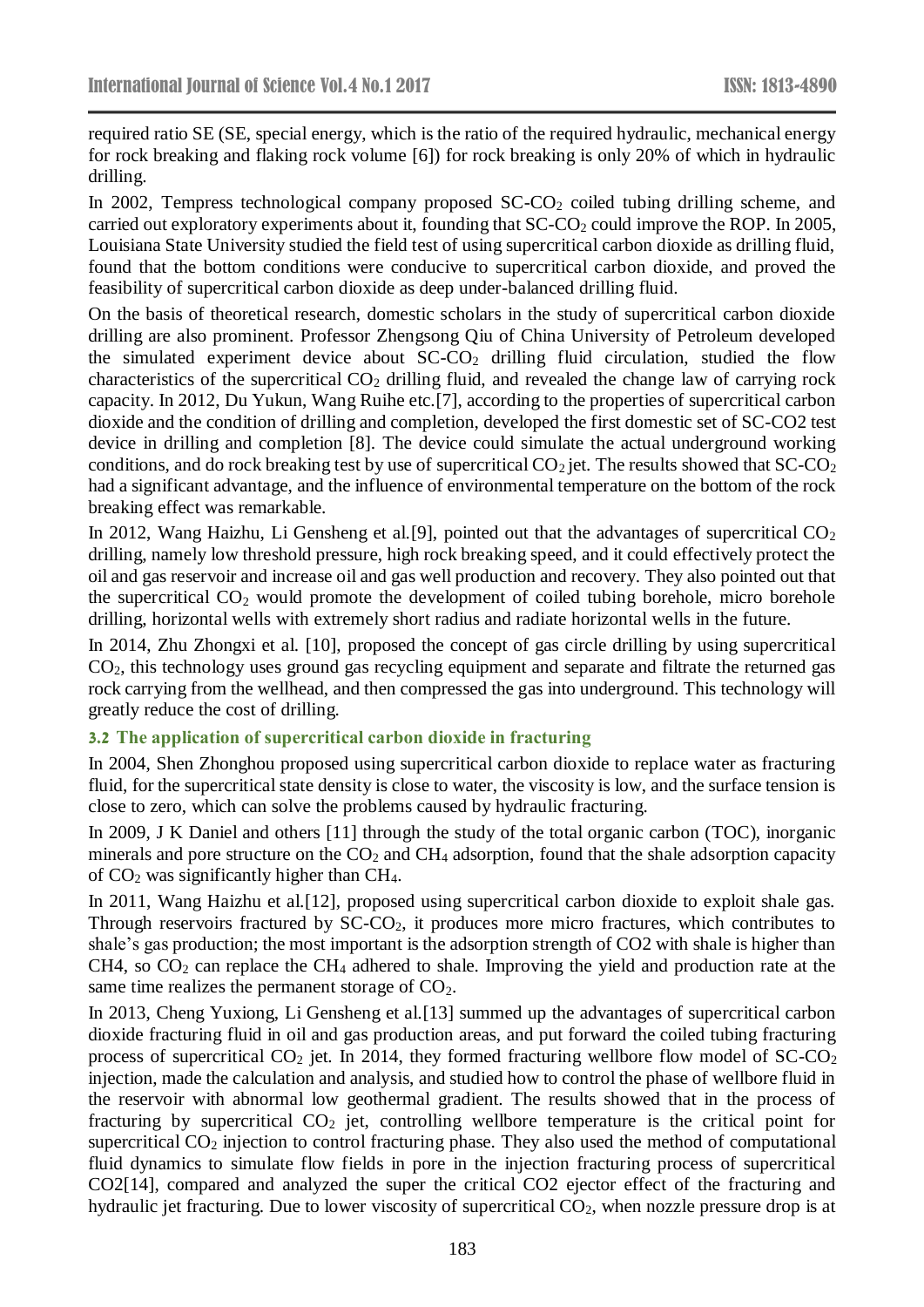required ratio SE (SE, special energy, which is the ratio of the required hydraulic, mechanical energy for rock breaking and flaking rock volume [6]) for rock breaking is only 20% of which in hydraulic drilling.

In 2002, Tempress technological company proposed SC-$CO_2$ coiled tubing drilling scheme, and carried out exploratory experiments about it, founding that SC-$CO_2$ could improve the ROP. In 2005, Louisiana State University studied the field test of using supercritical carbon dioxide as drilling fluid, found that the bottom conditions were conducive to supercritical carbon dioxide, and proved the feasibility of supercritical carbon dioxide as deep under-balanced drilling fluid.

On the basis of theoretical research, domestic scholars in the study of supercritical carbon dioxide drilling are also prominent. Professor Zhengsong Qiu of China University of Petroleum developed the simulated experiment device about SC-$CO_2$ drilling fluid circulation, studied the flow characteristics of the supercritical $CO_2$ drilling fluid, and revealed the change law of carrying rock capacity. In 2012, Du Yukun, Wang Ruihe etc.[7], according to the properties of supercritical carbon dioxide and the condition of drilling and completion, developed the first domestic set of SC-CO2 test device in drilling and completion [8]. The device could simulate the actual underground working conditions, and do rock breaking test by use of supercritical $CO_2$ jet. The results showed that SC-$CO_2$ had a significant advantage, and the influence of environmental temperature on the bottom of the rock breaking effect was remarkable.

In 2012, Wang Haizhu, Li Gensheng et al.[9], pointed out that the advantages of supercritical $CO_2$ drilling, namely low threshold pressure, high rock breaking speed, and it could effectively protect the oil and gas reservoir and increase oil and gas well production and recovery. They also pointed out that the supercritical $CO_2$ would promote the development of coiled tubing borehole, micro borehole drilling, horizontal wells with extremely short radius and radiate horizontal wells in the future.

In 2014, Zhu Zhongxi et al. [10], proposed the concept of gas circle drilling by using supercritical $CO_2$, this technology uses ground gas recycling equipment and separate and filtrate the returned gas rock carrying from the wellhead, and then compressed the gas into underground. This technology will greatly reduce the cost of drilling.

### 3.2 The application of supercritical carbon dioxide in fracturing

In 2004, Shen Zhonghou proposed using supercritical carbon dioxide to replace water as fracturing fluid, for the supercritical state density is close to water, the viscosity is low, and the surface tension is close to zero, which can solve the problems caused by hydraulic fracturing.

In 2009, J K Daniel and others [11] through the study of the total organic carbon (TOC), inorganic minerals and pore structure on the $CO_2$ and $CH_4$ adsorption, found that the shale adsorption capacity of $CO_2$ was significantly higher than $CH_4$.

In 2011, Wang Haizhu et al.[12], proposed using supercritical carbon dioxide to exploit shale gas. Through reservoirs fractured by SC-$CO_2$, it produces more micro fractures, which contributes to shale's gas production; the most important is the adsorption strength of CO2 with shale is higher than $CH_4$, so $CO_2$ can replace the $CH_4$ adhered to shale. Improving the yield and production rate at the same time realizes the permanent storage of $CO_2$.

In 2013, Cheng Yuxiong, Li Gensheng et al.[13] summed up the advantages of supercritical carbon dioxide fracturing fluid in oil and gas production areas, and put forward the coiled tubing fracturing process of supercritical $CO_2$ jet. In 2014, they formed fracturing wellbore flow model of SC-$CO_2$ injection, made the calculation and analysis, and studied how to control the phase of wellbore fluid in the reservoir with abnormal low geothermal gradient. The results showed that in the process of fracturing by supercritical $CO_2$ jet, controlling wellbore temperature is the critical point for supercritical $CO_2$ injection to control fracturing phase. They also used the method of computational fluid dynamics to simulate flow fields in pore in the injection fracturing process of supercritical CO2[14], compared and analyzed the super the critical CO2 ejector effect of the fracturing and hydraulic jet fracturing. Due to lower viscosity of supercritical $CO_2$, when nozzle pressure drop is at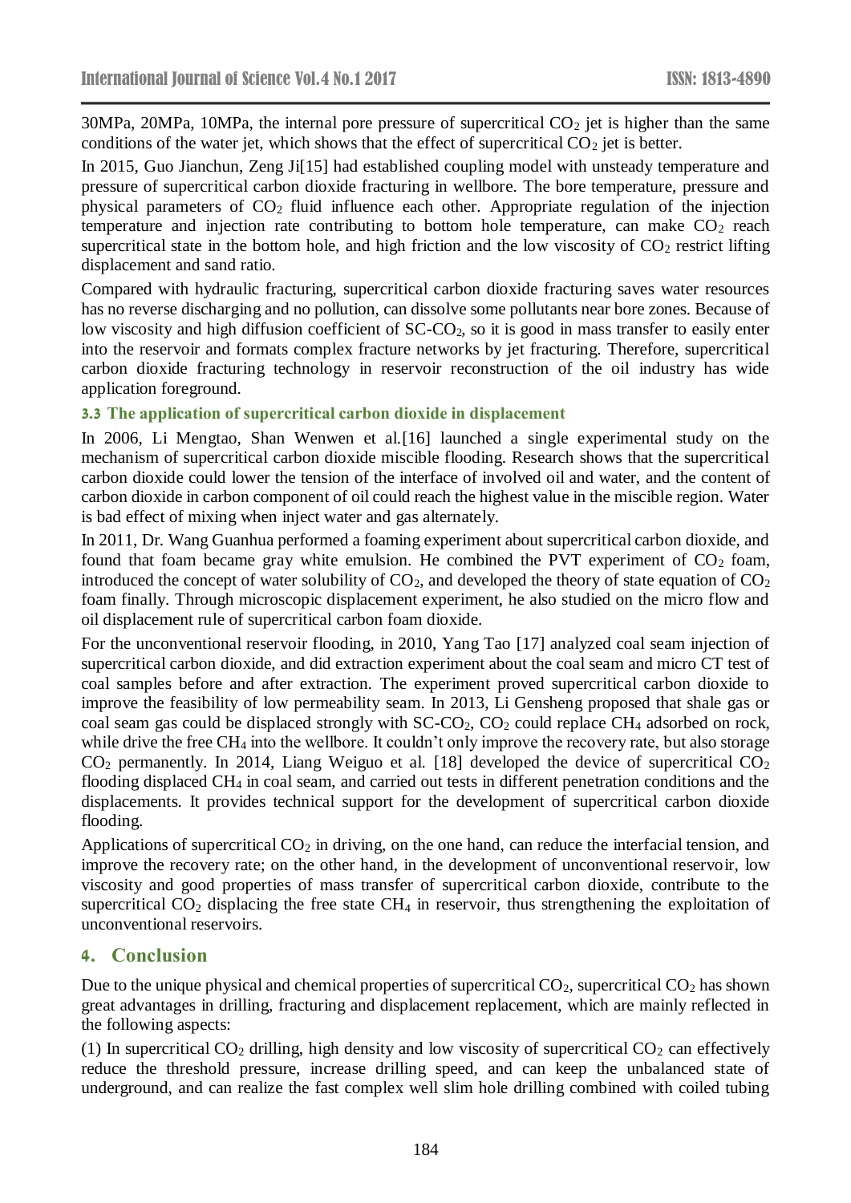30MPa, 20MPa, 10MPa, the internal pore pressure of supercritical $CO_2$ jet is higher than the same conditions of the water jet, which shows that the effect of supercritical $CO_2$ jet is better.

In 2015, Guo Jianchun, Zeng Ji[15] had established coupling model with unsteady temperature and pressure of supercritical carbon dioxide fracturing in wellbore. The bore temperature, pressure and physical parameters of $CO_2$ fluid influence each other. Appropriate regulation of the injection temperature and injection rate contributing to bottom hole temperature, can make $CO_2$ reach supercritical state in the bottom hole, and high friction and the low viscosity of $CO_2$ restrict lifting displacement and sand ratio.

Compared with hydraulic fracturing, supercritical carbon dioxide fracturing saves water resources has no reverse discharging and no pollution, can dissolve some pollutants near bore zones. Because of low viscosity and high diffusion coefficient of SC-$CO_2$, so it is good in mass transfer to easily enter into the reservoir and formats complex fracture networks by jet fracturing. Therefore, supercritical carbon dioxide fracturing technology in reservoir reconstruction of the oil industry has wide application foreground.

### 3.3 The application of supercritical carbon dioxide in displacement

In 2006, Li Mengtao, Shan Wenwen et al.[16] launched a single experimental study on the mechanism of supercritical carbon dioxide miscible flooding. Research shows that the supercritical carbon dioxide could lower the tension of the interface of involved oil and water, and the content of carbon dioxide in carbon component of oil could reach the highest value in the miscible region. Water is bad effect of mixing when inject water and gas alternately.

In 2011, Dr. Wang Guanhua performed a foaming experiment about supercritical carbon dioxide, and found that foam became gray white emulsion. He combined the PVT experiment of $CO_2$ foam, introduced the concept of water solubility of $CO_2$, and developed the theory of state equation of $CO_2$ foam finally. Through microscopic displacement experiment, he also studied on the micro flow and oil displacement rule of supercritical carbon foam dioxide.

For the unconventional reservoir flooding, in 2010, Yang Tao [17] analyzed coal seam injection of supercritical carbon dioxide, and did extraction experiment about the coal seam and micro CT test of coal samples before and after extraction. The experiment proved supercritical carbon dioxide to improve the feasibility of low permeability seam. In 2013, Li Gensheng proposed that shale gas or coal seam gas could be displaced strongly with SC-$CO_2$, $CO_2$ could replace $CH_4$ adsorbed on rock, while drive the free $CH_4$ into the wellbore. It couldn't only improve the recovery rate, but also storage $CO_2$ permanently. In 2014, Liang Weiguo et al. [18] developed the device of supercritical $CO_2$ flooding displaced $CH_4$ in coal seam, and carried out tests in different penetration conditions and the displacements. It provides technical support for the development of supercritical carbon dioxide flooding.

Applications of supercritical $CO_2$ in driving, on the one hand, can reduce the interfacial tension, and improve the recovery rate; on the other hand, in the development of unconventional reservoir, low viscosity and good properties of mass transfer of supercritical carbon dioxide, contribute to the supercritical $CO_2$ displacing the free state $CH_4$ in reservoir, thus strengthening the exploitation of unconventional reservoirs.

## 4. Conclusion

Due to the unique physical and chemical properties of supercritical $CO_2$, supercritical $CO_2$ has shown great advantages in drilling, fracturing and displacement replacement, which are mainly reflected in the following aspects:

(1) In supercritical $CO_2$ drilling, high density and low viscosity of supercritical $CO_2$ can effectively reduce the threshold pressure, increase drilling speed, and can keep the unbalanced state of underground, and can realize the fast complex well slim hole drilling combined with coiled tubing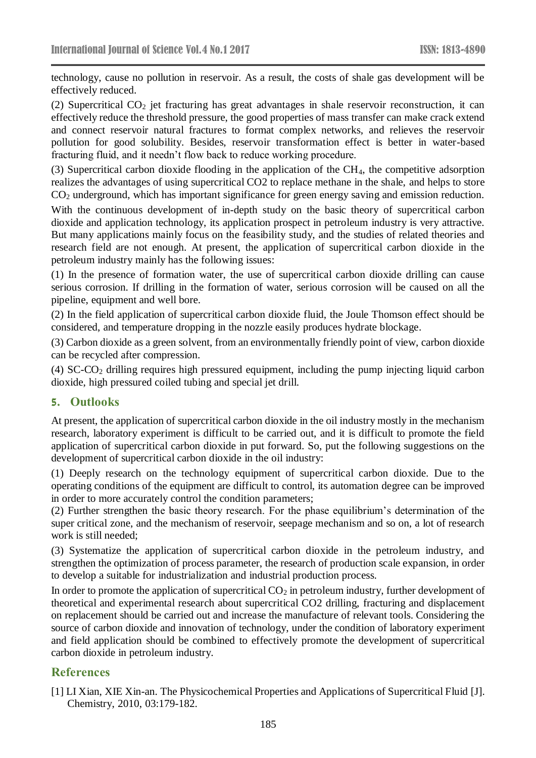technology, cause no pollution in reservoir. As a result, the costs of shale gas development will be effectively reduced.

(2) Supercritical $CO_2$ jet fracturing has great advantages in shale reservoir reconstruction, it can effectively reduce the threshold pressure, the good properties of mass transfer can make crack extend and connect reservoir natural fractures to format complex networks, and relieves the reservoir pollution for good solubility. Besides, reservoir transformation effect is better in water-based fracturing fluid, and it needn't flow back to reduce working procedure.

(3) Supercritical carbon dioxide flooding in the application of the $CH_4$, the competitive adsorption realizes the advantages of using supercritical CO2 to replace methane in the shale, and helps to store $CO_2$ underground, which has important significance for green energy saving and emission reduction.

With the continuous development of in-depth study on the basic theory of supercritical carbon dioxide and application technology, its application prospect in petroleum industry is very attractive. But many applications mainly focus on the feasibility study, and the studies of related theories and research field are not enough. At present, the application of supercritical carbon dioxide in the petroleum industry mainly has the following issues:

(1) In the presence of formation water, the use of supercritical carbon dioxide drilling can cause serious corrosion. If drilling in the formation of water, serious corrosion will be caused on all the pipeline, equipment and well bore.

(2) In the field application of supercritical carbon dioxide fluid, the Joule Thomson effect should be considered, and temperature dropping in the nozzle easily produces hydrate blockage.

(3) Carbon dioxide as a green solvent, from an environmentally friendly point of view, carbon dioxide can be recycled after compression.

(4) SC-$CO_2$ drilling requires high pressured equipment, including the pump injecting liquid carbon dioxide, high pressured coiled tubing and special jet drill.

## 5. Outlooks

At present, the application of supercritical carbon dioxide in the oil industry mostly in the mechanism research, laboratory experiment is difficult to be carried out, and it is difficult to promote the field application of supercritical carbon dioxide in put forward. So, put the following suggestions on the development of supercritical carbon dioxide in the oil industry:

(1) Deeply research on the technology equipment of supercritical carbon dioxide. Due to the operating conditions of the equipment are difficult to control, its automation degree can be improved in order to more accurately control the condition parameters;

(2) Further strengthen the basic theory research. For the phase equilibrium's determination of the super critical zone, and the mechanism of reservoir, seepage mechanism and so on, a lot of research work is still needed;

(3) Systematize the application of supercritical carbon dioxide in the petroleum industry, and strengthen the optimization of process parameter, the research of production scale expansion, in order to develop a suitable for industrialization and industrial production process.

In order to promote the application of supercritical $CO_2$ in petroleum industry, further development of theoretical and experimental research about supercritical CO2 drilling, fracturing and displacement on replacement should be carried out and increase the manufacture of relevant tools. Considering the source of carbon dioxide and innovation of technology, under the condition of laboratory experiment and field application should be combined to effectively promote the development of supercritical carbon dioxide in petroleum industry.

## References

[1] LI Xian, XIE Xin-an. The Physicochemical Properties and Applications of Supercritical Fluid [J]. Chemistry, 2010, 03:179-182.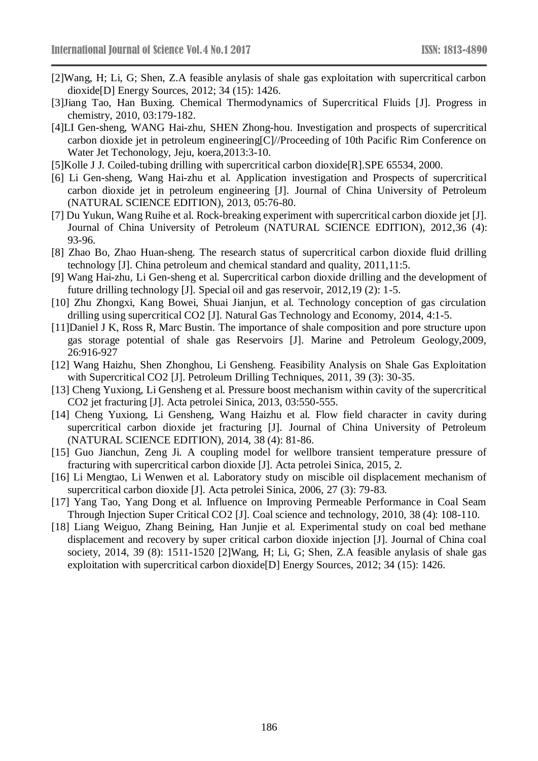[2]Wang, H; Li, G; Shen, Z.A feasible anylasis of shale gas exploitation with supercritical carbon dioxide[D] Energy Sources, 2012; 34 (15): 1426.

[3]Jiang Tao, Han Buxing. Chemical Thermodynamics of Supercritical Fluids [J]. Progress in chemistry, 2010, 03:179-182.

[4]LI Gen-sheng, WANG Hai-zhu, SHEN Zhong-hou. Investigation and prospects of supercritical carbon dioxide jet in petroleum engineering[C]//Proceeding of 10th Pacific Rim Conference on Water Jet Techonology, Jeju, koera,2013:3-10.

[5]Kolle J J. Coiled-tubing drilling with supercritical carbon dioxide[R].SPE 65534, 2000.

[6] Li Gen-sheng, Wang Hai-zhu et al. Application investigation and Prospects of supercritical carbon dioxide jet in petroleum engineering [J]. Journal of China University of Petroleum (NATURAL SCIENCE EDITION), 2013, 05:76-80.

[7] Du Yukun, Wang Ruihe et al. Rock-breaking experiment with supercritical carbon dioxide jet [J]. Journal of China University of Petroleum (NATURAL SCIENCE EDITION), 2012,36 (4): 93-96.

[8] Zhao Bo, Zhao Huan-sheng. The research status of supercritical carbon dioxide fluid drilling technology [J]. China petroleum and chemical standard and quality, 2011,11:5.

[9] Wang Hai-zhu, Li Gen-sheng et al. Supercritical carbon dioxide drilling and the development of future drilling technology [J]. Special oil and gas reservoir, 2012,19 (2): 1-5.

[10] Zhu Zhongxi, Kang Bowei, Shuai Jianjun, et al. Technology conception of gas circulation drilling using supercritical CO2 [J]. Natural Gas Technology and Economy, 2014, 4:1-5.

[11]Daniel J K, Ross R, Marc Bustin. The importance of shale composition and pore structure upon gas storage potential of shale gas Reservoirs [J]. Marine and Petroleum Geology,2009, 26:916-927

[12] Wang Haizhu, Shen Zhonghou, Li Gensheng. Feasibility Analysis on Shale Gas Exploitation with Supercritical CO2 [J]. Petroleum Drilling Techniques, 2011, 39 (3): 30-35.

[13] Cheng Yuxiong, Li Gensheng et al. Pressure boost mechanism within cavity of the supercritical CO2 jet fracturing [J]. Acta petrolei Sinica, 2013, 03:550-555.

[14] Cheng Yuxiong, Li Gensheng, Wang Haizhu et al. Flow field character in cavity during supercritical carbon dioxide jet fracturing [J]. Journal of China University of Petroleum (NATURAL SCIENCE EDITION), 2014, 38 (4): 81-86.

[15] Guo Jianchun, Zeng Ji. A coupling model for wellbore transient temperature pressure of fracturing with supercritical carbon dioxide [J]. Acta petrolei Sinica, 2015, 2.

[16] Li Mengtao, Li Wenwen et al. Laboratory study on miscible oil displacement mechanism of supercritical carbon dioxide [J]. Acta petrolei Sinica, 2006, 27 (3): 79-83.

[17] Yang Tao, Yang Dong et al. Influence on Improving Permeable Performance in Coal Seam Through Injection Super Critical CO2 [J]. Coal science and technology, 2010, 38 (4): 108-110.

[18] Liang Weiguo, Zhang Beining, Han Junjie et al. Experimental study on coal bed methane displacement and recovery by super critical carbon dioxide injection [J]. Journal of China coal society, 2014, 39 (8): 1511-1520 [2]Wang, H; Li, G; Shen, Z.A feasible anylasis of shale gas exploitation with supercritical carbon dioxide[D] Energy Sources, 2012; 34 (15): 1426.